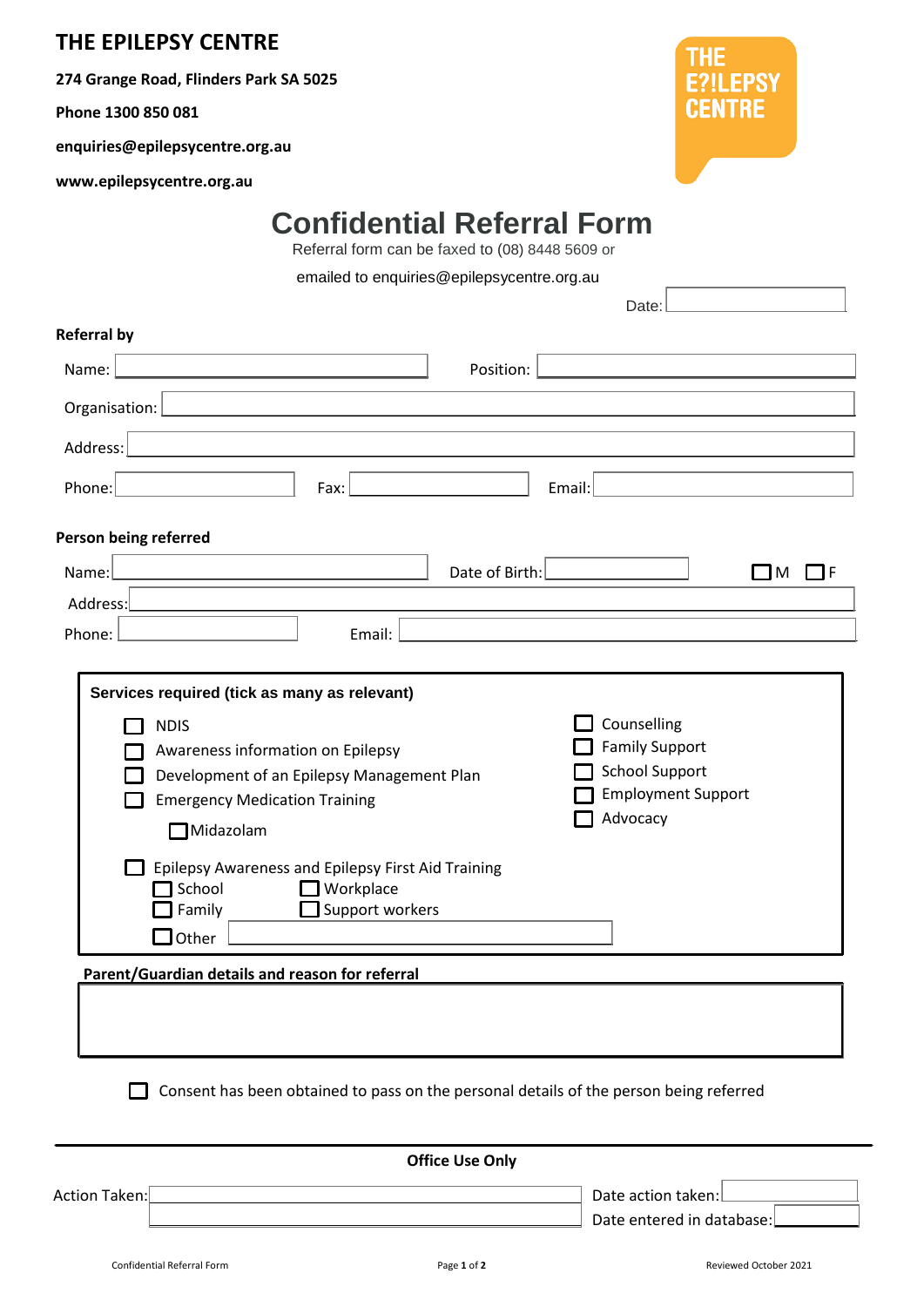**THE EPILEPSY CENTRE**

**274 Grange Road, Flinders Park SA 5025**

**Phone 1300 850 081**

**enquiries@epilepsycentre.org.au**

**www.epilepsycentre.org.au**

THE E?!LEPSY CENTRE

# Confidential Referral Form

Referral form can be faxed to (08) 8448 5609 or

emailed to enquiries@epilepsycentre.org.au

Date: ______________

**Referral by**

Name: ______________ Position: ______________

Organisation: ______________

Address: ______________

Phone: ______________ Fax: ______________ Email: ______________

**Person being referred**

Name: ______________ Date of Birth: ______________ ☐ M ☐ F

Address: ______________

Phone: ______________ Email: ______________

**Services required (tick as many as relevant)**

- ☐ NDIS
- ☐ Awareness information on Epilepsy
- ☐ Development of an Epilepsy Management Plan
- ☐ Emergency Medication Training
  - ☐ Midazolam
- ☐ Epilepsy Awareness and Epilepsy First Aid Training
  - ☐ School
  - ☐ Workplace
  - ☐ Family
  - ☐ Support workers
  - ☐ Other ______________
- ☐ Counselling
- ☐ Family Support
- ☐ School Support
- ☐ Employment Support
- ☐ Advocacy

**Parent/Guardian details and reason for referral**

______________

☐ Consent has been obtained to pass on the personal details of the person being referred

---

**Office Use Only**

Action Taken: ______________ Date action taken: ______________

Date entered in database: ______________

Confidential Referral Form

Reviewed October 2021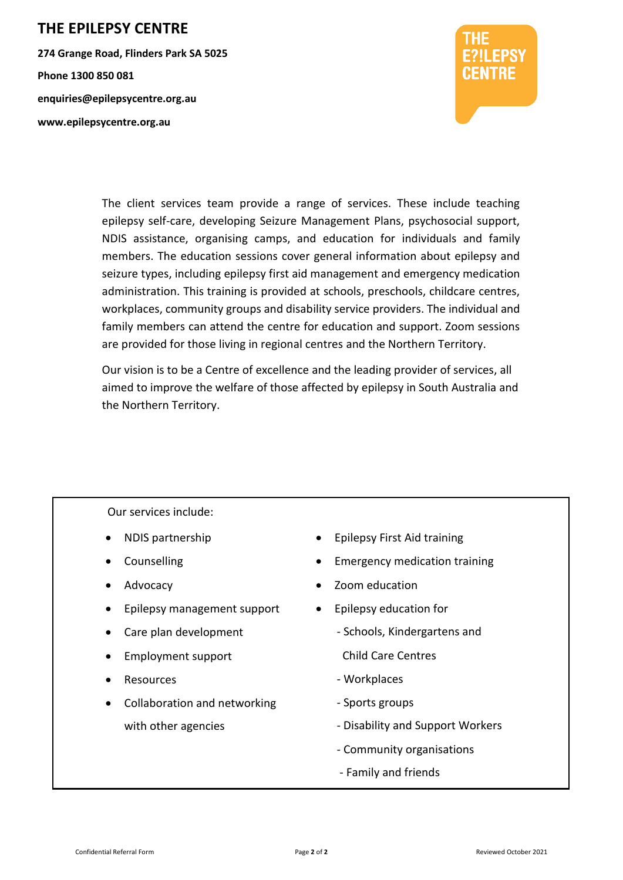# THE EPILEPSY CENTRE

**274 Grange Road, Flinders Park SA 5025**

**Phone 1300 850 081**

**enquiries@epilepsycentre.org.au**

**www.epilepsycentre.org.au**

The client services team provide a range of services. These include teaching epilepsy self-care, developing Seizure Management Plans, psychosocial support, NDIS assistance, organising camps, and education for individuals and family members. The education sessions cover general information about epilepsy and seizure types, including epilepsy first aid management and emergency medication administration. This training is provided at schools, preschools, childcare centres, workplaces, community groups and disability service providers. The individual and family members can attend the centre for education and support. Zoom sessions are provided for those living in regional centres and the Northern Territory.

Our vision is to be a Centre of excellence and the leading provider of services, all aimed to improve the welfare of those affected by epilepsy in South Australia and the Northern Territory.

Our services include:

- NDIS partnership
- Counselling
- Advocacy
- Epilepsy management support
- Care plan development
- Employment support
- Resources
- Collaboration and networking with other agencies
- Epilepsy First Aid training
- Emergency medication training
- Zoom education
- Epilepsy education for
  - Schools, Kindergartens and Child Care Centres
  - Workplaces
  - Sports groups
  - Disability and Support Workers
  - Community organisations
  - Family and friends